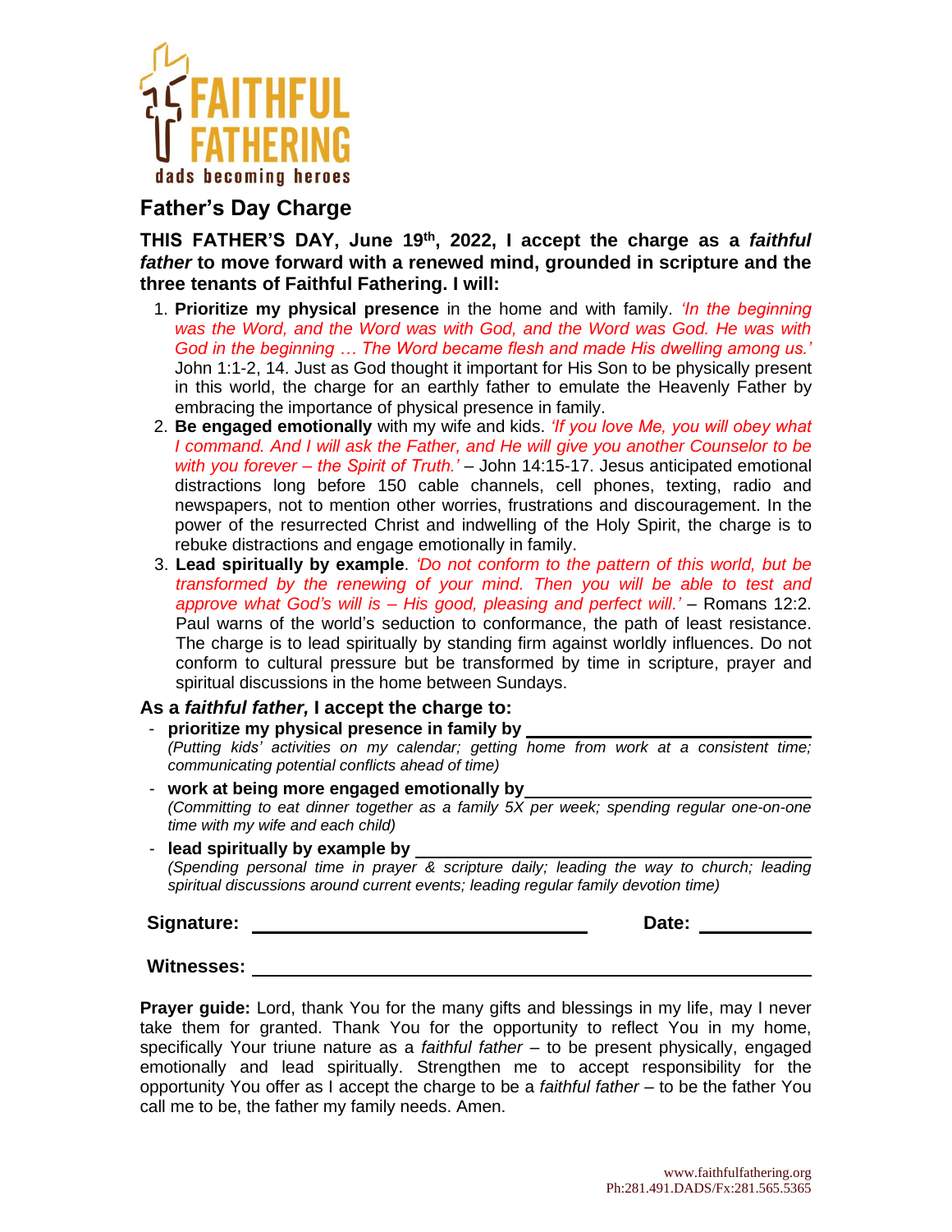FAITHFUL FATHERING

dads becoming heroes

## Father's Day Charge

**THIS FATHER'S DAY, June 19th, 2022, I accept the charge as a *faithful father* to move forward with a renewed mind, grounded in scripture and the three tenants of Faithful Fathering. I will:**

1. **Prioritize my physical presence** in the home and with family. *'In the beginning was the Word, and the Word was with God, and the Word was God. He was with God in the beginning … The Word became flesh and made His dwelling among us.'* John 1:1-2, 14. Just as God thought it important for His Son to be physically present in this world, the charge for an earthly father to emulate the Heavenly Father by embracing the importance of physical presence in family.
2. **Be engaged emotionally** with my wife and kids. *'If you love Me, you will obey what I command. And I will ask the Father, and He will give you another Counselor to be with you forever – the Spirit of Truth.'* – John 14:15-17. Jesus anticipated emotional distractions long before 150 cable channels, cell phones, texting, radio and newspapers, not to mention other worries, frustrations and discouragement. In the power of the resurrected Christ and indwelling of the Holy Spirit, the charge is to rebuke distractions and engage emotionally in family.
3. **Lead spiritually by example**. *'Do not conform to the pattern of this world, but be transformed by the renewing of your mind. Then you will be able to test and approve what God's will is – His good, pleasing and perfect will.'* – Romans 12:2. Paul warns of the world's seduction to conformance, the path of least resistance. The charge is to lead spiritually by standing firm against worldly influences. Do not conform to cultural pressure but be transformed by time in scripture, prayer and spiritual discussions in the home between Sundays.

### As a *faithful father,* I accept the charge to:

- **prioritize my physical presence in family by** ______________________________
  *(Putting kids' activities on my calendar; getting home from work at a consistent time; communicating potential conflicts ahead of time)*
- **work at being more engaged emotionally by** ______________________________
  *(Committing to eat dinner together as a family 5X per week; spending regular one-on-one time with my wife and each child)*
- **lead spiritually by example by** ______________________________
  *(Spending personal time in prayer & scripture daily; leading the way to church; leading spiritual discussions around current events; leading regular family devotion time)*

**Signature:** ______________________________ **Date:** ____________

**Witnesses:** ______________________________________________

**Prayer guide:** Lord, thank You for the many gifts and blessings in my life, may I never take them for granted. Thank You for the opportunity to reflect You in my home, specifically Your triune nature as a *faithful father* – to be present physically, engaged emotionally and lead spiritually. Strengthen me to accept responsibility for the opportunity You offer as I accept the charge to be a *faithful father* – to be the father You call me to be, the father my family needs. Amen.

www.faithfulfathering.org
Ph:281.491.DADS/Fx:281.565.5365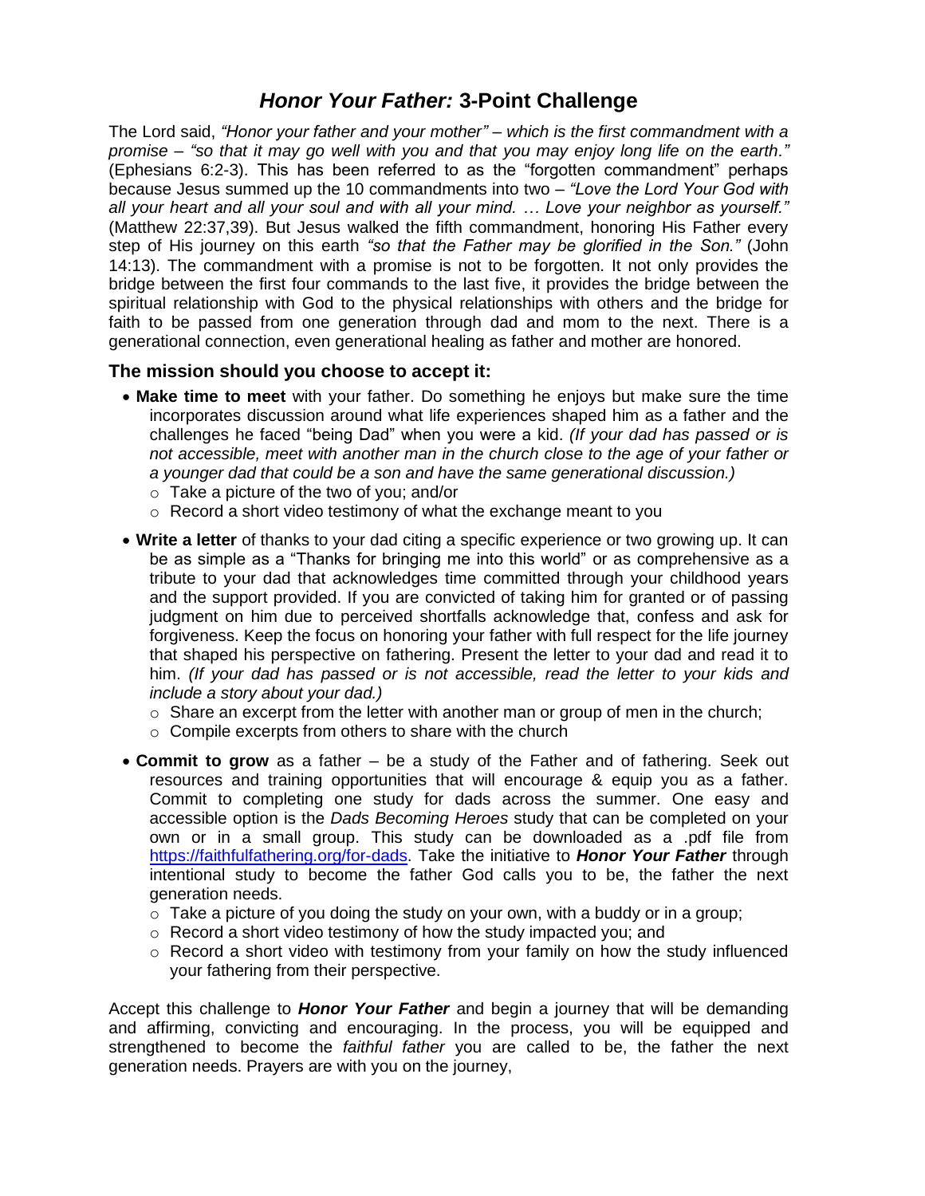# *Honor Your Father:* 3-Point Challenge

The Lord said, *"Honor your father and your mother" – which is the first commandment with a promise – "so that it may go well with you and that you may enjoy long life on the earth."* (Ephesians 6:2-3). This has been referred to as the "forgotten commandment" perhaps because Jesus summed up the 10 commandments into two – *"Love the Lord Your God with all your heart and all your soul and with all your mind. … Love your neighbor as yourself."* (Matthew 22:37,39). But Jesus walked the fifth commandment, honoring His Father every step of His journey on this earth *"so that the Father may be glorified in the Son."* (John 14:13). The commandment with a promise is not to be forgotten. It not only provides the bridge between the first four commands to the last five, it provides the bridge between the spiritual relationship with God to the physical relationships with others and the bridge for faith to be passed from one generation through dad and mom to the next. There is a generational connection, even generational healing as father and mother are honored.

### The mission should you choose to accept it:

- **Make time to meet** with your father. Do something he enjoys but make sure the time incorporates discussion around what life experiences shaped him as a father and the challenges he faced "being Dad" when you were a kid. *(If your dad has passed or is not accessible, meet with another man in the church close to the age of your father or a younger dad that could be a son and have the same generational discussion.)*
  - Take a picture of the two of you; and/or
  - Record a short video testimony of what the exchange meant to you
- **Write a letter** of thanks to your dad citing a specific experience or two growing up. It can be as simple as a "Thanks for bringing me into this world" or as comprehensive as a tribute to your dad that acknowledges time committed through your childhood years and the support provided. If you are convicted of taking him for granted or of passing judgment on him due to perceived shortfalls acknowledge that, confess and ask for forgiveness. Keep the focus on honoring your father with full respect for the life journey that shaped his perspective on fathering. Present the letter to your dad and read it to him. *(If your dad has passed or is not accessible, read the letter to your kids and include a story about your dad.)*
  - Share an excerpt from the letter with another man or group of men in the church;
  - Compile excerpts from others to share with the church
- **Commit to grow** as a father – be a study of the Father and of fathering. Seek out resources and training opportunities that will encourage & equip you as a father. Commit to completing one study for dads across the summer. One easy and accessible option is the *Dads Becoming Heroes* study that can be completed on your own or in a small group. This study can be downloaded as a .pdf file from https://faithfulfathering.org/for-dads. Take the initiative to ***Honor Your Father*** through intentional study to become the father God calls you to be, the father the next generation needs.
  - Take a picture of you doing the study on your own, with a buddy or in a group;
  - Record a short video testimony of how the study impacted you; and
  - Record a short video with testimony from your family on how the study influenced your fathering from their perspective.

Accept this challenge to ***Honor Your Father*** and begin a journey that will be demanding and affirming, convicting and encouraging. In the process, you will be equipped and strengthened to become the *faithful father* you are called to be, the father the next generation needs. Prayers are with you on the journey,